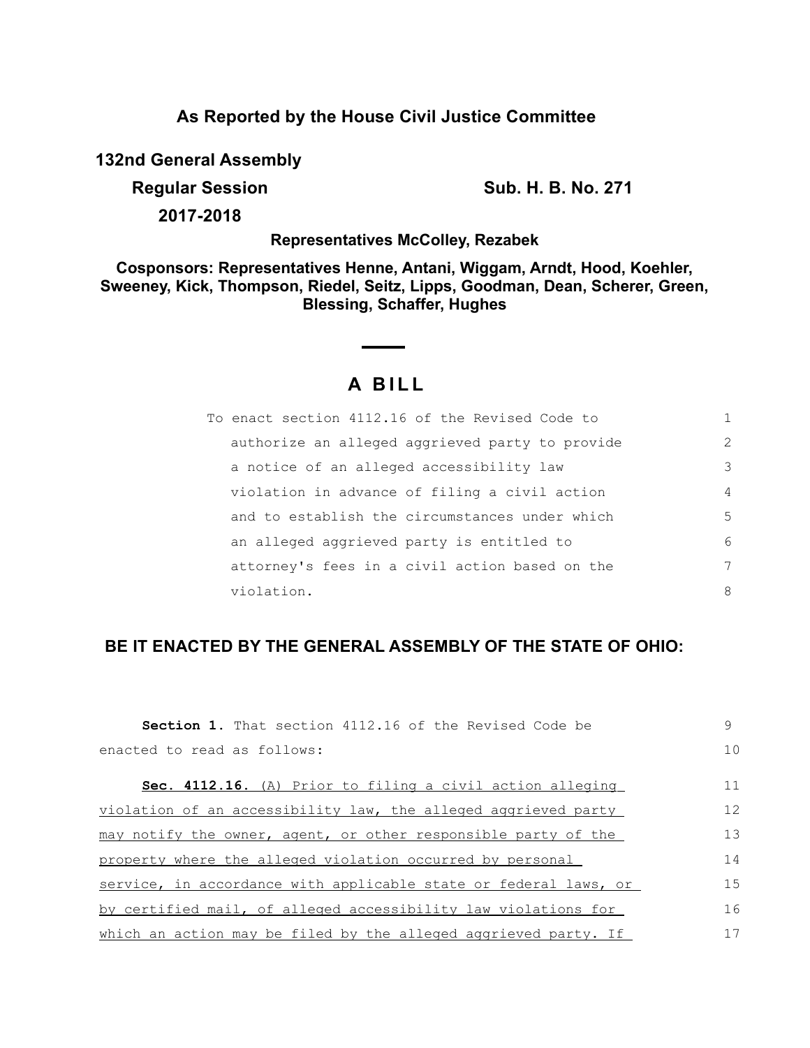**As Reported by the House Civil Justice Committee**

**132nd General Assembly**

**Regular Session** **Sub. H. B. No. 271**

**2017-2018**

**Representatives McColley, Rezabek**

**Cosponsors: Representatives Henne, Antani, Wiggam, Arndt, Hood, Koehler, Sweeney, Kick, Thompson, Riedel, Seitz, Lipps, Goodman, Dean, Scherer, Green, Blessing, Schaffer, Hughes**

# A BILL

To enact section 4112.16 of the Revised Code to authorize an alleged aggrieved party to provide a notice of an alleged accessibility law violation in advance of filing a civil action and to establish the circumstances under which an alleged aggrieved party is entitled to attorney's fees in a civil action based on the violation.

**BE IT ENACTED BY THE GENERAL ASSEMBLY OF THE STATE OF OHIO:**

**Section 1.** That section 4112.16 of the Revised Code be enacted to read as follows:

**Sec. 4112.16.** (A) Prior to filing a civil action alleging violation of an accessibility law, the alleged aggrieved party may notify the owner, agent, or other responsible party of the property where the alleged violation occurred by personal service, in accordance with applicable state or federal laws, or by certified mail, of alleged accessibility law violations for which an action may be filed by the alleged aggrieved party. If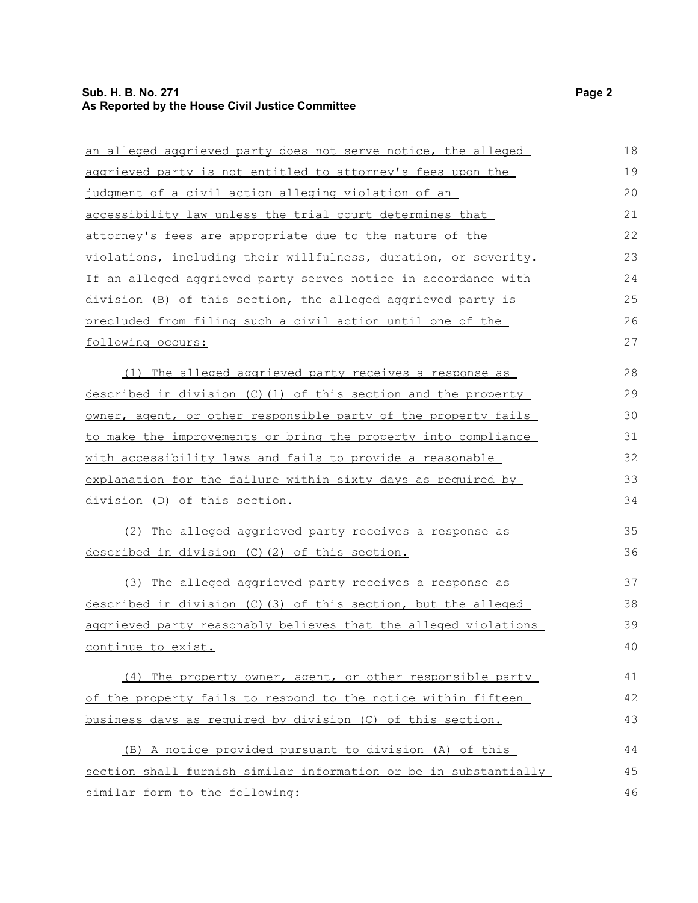an alleged aggrieved party does not serve notice, the alleged aggrieved party is not entitled to attorney's fees upon the judgment of a civil action alleging violation of an accessibility law unless the trial court determines that attorney's fees are appropriate due to the nature of the violations, including their willfulness, duration, or severity. If an alleged aggrieved party serves notice in accordance with division (B) of this section, the alleged aggrieved party is precluded from filing such a civil action until one of the following occurs:

(1) The alleged aggrieved party receives a response as described in division (C)(1) of this section and the property owner, agent, or other responsible party of the property fails to make the improvements or bring the property into compliance with accessibility laws and fails to provide a reasonable explanation for the failure within sixty days as required by division (D) of this section.

(2) The alleged aggrieved party receives a response as described in division (C)(2) of this section.

(3) The alleged aggrieved party receives a response as described in division (C)(3) of this section, but the alleged aggrieved party reasonably believes that the alleged violations continue to exist.

(4) The property owner, agent, or other responsible party of the property fails to respond to the notice within fifteen business days as required by division (C) of this section.

(B) A notice provided pursuant to division (A) of this section shall furnish similar information or be in substantially similar form to the following: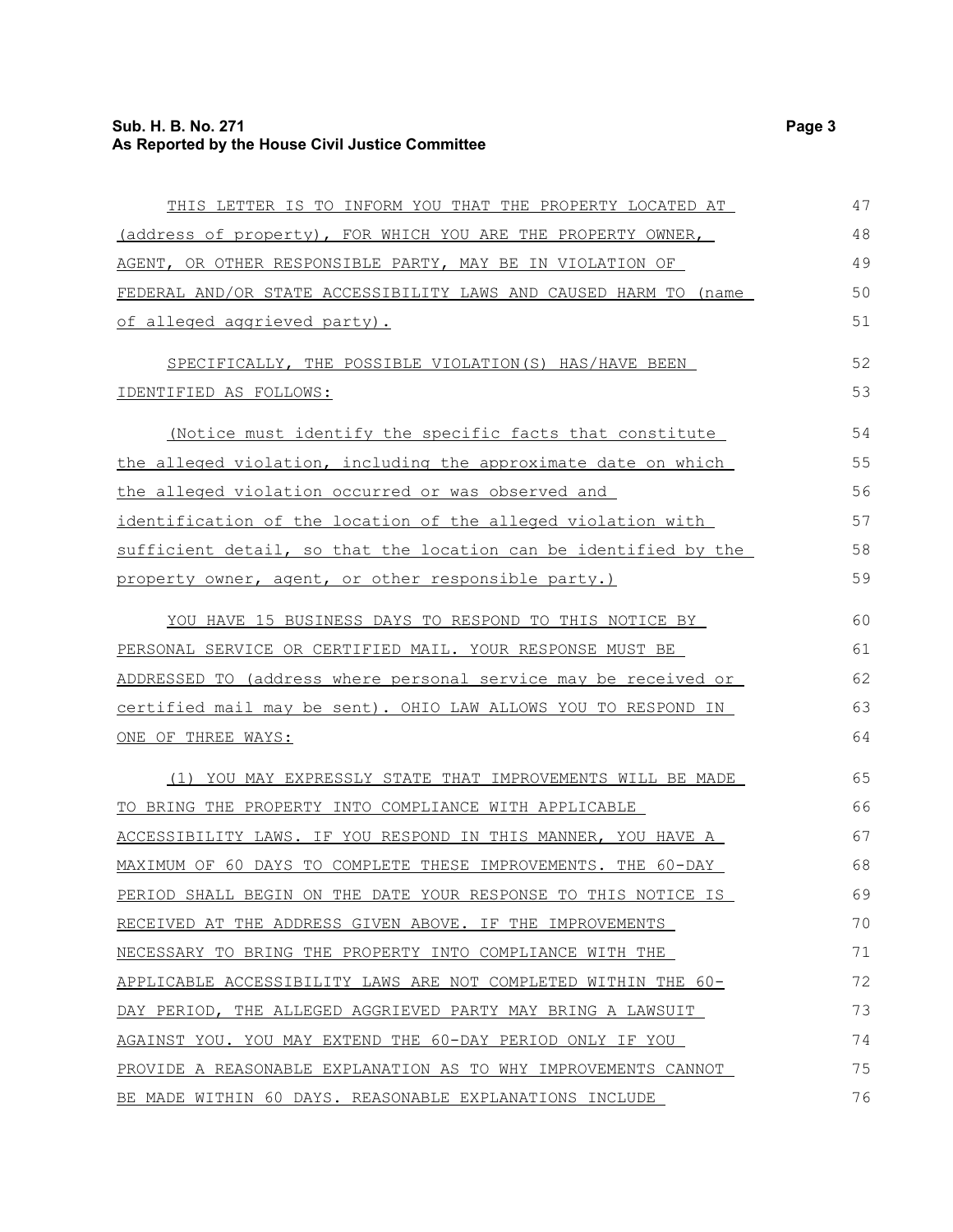THIS LETTER IS TO INFORM YOU THAT THE PROPERTY LOCATED AT (address of property), FOR WHICH YOU ARE THE PROPERTY OWNER, AGENT, OR OTHER RESPONSIBLE PARTY, MAY BE IN VIOLATION OF FEDERAL AND/OR STATE ACCESSIBILITY LAWS AND CAUSED HARM TO (name of alleged aggrieved party).

SPECIFICALLY, THE POSSIBLE VIOLATION(S) HAS/HAVE BEEN IDENTIFIED AS FOLLOWS:

(Notice must identify the specific facts that constitute the alleged violation, including the approximate date on which the alleged violation occurred or was observed and identification of the location of the alleged violation with sufficient detail, so that the location can be identified by the property owner, agent, or other responsible party.)

YOU HAVE 15 BUSINESS DAYS TO RESPOND TO THIS NOTICE BY PERSONAL SERVICE OR CERTIFIED MAIL. YOUR RESPONSE MUST BE ADDRESSED TO (address where personal service may be received or certified mail may be sent). OHIO LAW ALLOWS YOU TO RESPOND IN ONE OF THREE WAYS:

(1) YOU MAY EXPRESSLY STATE THAT IMPROVEMENTS WILL BE MADE TO BRING THE PROPERTY INTO COMPLIANCE WITH APPLICABLE ACCESSIBILITY LAWS. IF YOU RESPOND IN THIS MANNER, YOU HAVE A MAXIMUM OF 60 DAYS TO COMPLETE THESE IMPROVEMENTS. THE 60-DAY PERIOD SHALL BEGIN ON THE DATE YOUR RESPONSE TO THIS NOTICE IS RECEIVED AT THE ADDRESS GIVEN ABOVE. IF THE IMPROVEMENTS NECESSARY TO BRING THE PROPERTY INTO COMPLIANCE WITH THE APPLICABLE ACCESSIBILITY LAWS ARE NOT COMPLETED WITHIN THE 60-DAY PERIOD, THE ALLEGED AGGRIEVED PARTY MAY BRING A LAWSUIT AGAINST YOU. YOU MAY EXTEND THE 60-DAY PERIOD ONLY IF YOU PROVIDE A REASONABLE EXPLANATION AS TO WHY IMPROVEMENTS CANNOT BE MADE WITHIN 60 DAYS. REASONABLE EXPLANATIONS INCLUDE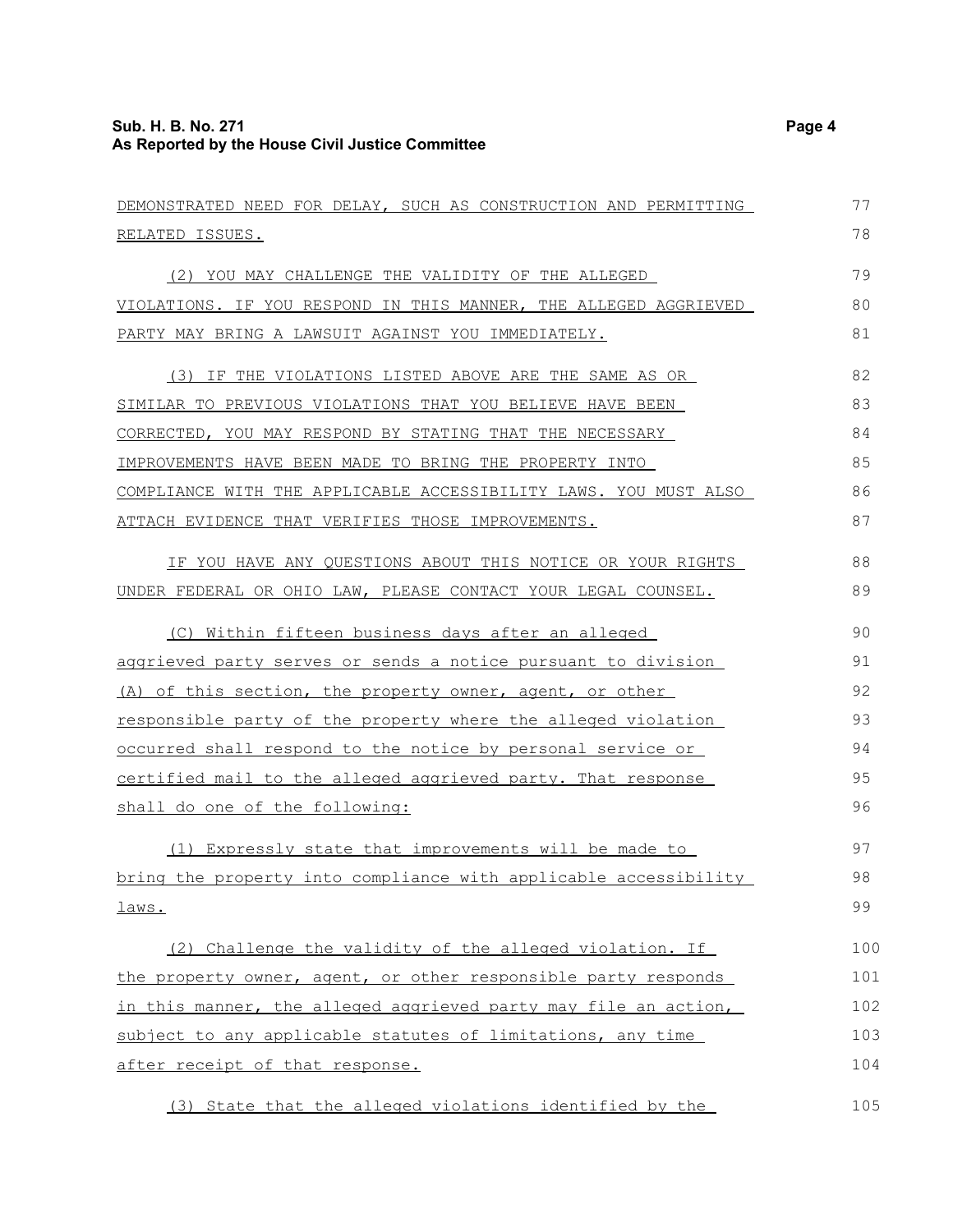DEMONSTRATED NEED FOR DELAY, SUCH AS CONSTRUCTION AND PERMITTING RELATED ISSUES.

(2) YOU MAY CHALLENGE THE VALIDITY OF THE ALLEGED VIOLATIONS. IF YOU RESPOND IN THIS MANNER, THE ALLEGED AGGRIEVED PARTY MAY BRING A LAWSUIT AGAINST YOU IMMEDIATELY.

(3) IF THE VIOLATIONS LISTED ABOVE ARE THE SAME AS OR SIMILAR TO PREVIOUS VIOLATIONS THAT YOU BELIEVE HAVE BEEN CORRECTED, YOU MAY RESPOND BY STATING THAT THE NECESSARY IMPROVEMENTS HAVE BEEN MADE TO BRING THE PROPERTY INTO COMPLIANCE WITH THE APPLICABLE ACCESSIBILITY LAWS. YOU MUST ALSO ATTACH EVIDENCE THAT VERIFIES THOSE IMPROVEMENTS.

IF YOU HAVE ANY QUESTIONS ABOUT THIS NOTICE OR YOUR RIGHTS UNDER FEDERAL OR OHIO LAW, PLEASE CONTACT YOUR LEGAL COUNSEL.

(C) Within fifteen business days after an alleged aggrieved party serves or sends a notice pursuant to division (A) of this section, the property owner, agent, or other responsible party of the property where the alleged violation occurred shall respond to the notice by personal service or certified mail to the alleged aggrieved party. That response shall do one of the following:

(1) Expressly state that improvements will be made to bring the property into compliance with applicable accessibility laws.

(2) Challenge the validity of the alleged violation. If the property owner, agent, or other responsible party responds in this manner, the alleged aggrieved party may file an action, subject to any applicable statutes of limitations, any time after receipt of that response.

(3) State that the alleged violations identified by the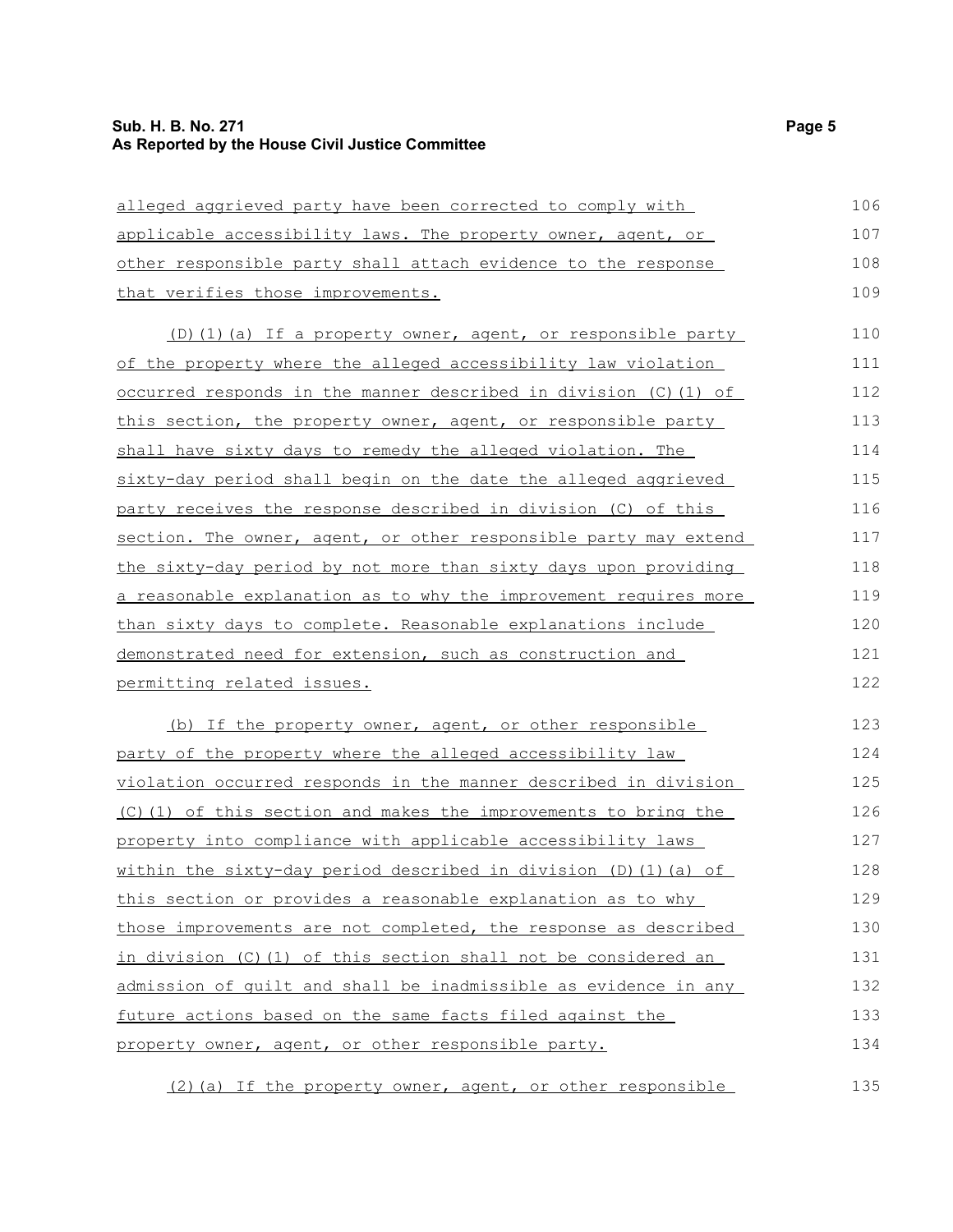alleged aggrieved party have been corrected to comply with applicable accessibility laws. The property owner, agent, or other responsible party shall attach evidence to the response that verifies those improvements.

(D)(1)(a) If a property owner, agent, or responsible party of the property where the alleged accessibility law violation occurred responds in the manner described in division (C)(1) of this section, the property owner, agent, or responsible party shall have sixty days to remedy the alleged violation. The sixty-day period shall begin on the date the alleged aggrieved party receives the response described in division (C) of this section. The owner, agent, or other responsible party may extend the sixty-day period by not more than sixty days upon providing a reasonable explanation as to why the improvement requires more than sixty days to complete. Reasonable explanations include demonstrated need for extension, such as construction and permitting related issues.

(b) If the property owner, agent, or other responsible party of the property where the alleged accessibility law violation occurred responds in the manner described in division (C)(1) of this section and makes the improvements to bring the property into compliance with applicable accessibility laws within the sixty-day period described in division (D)(1)(a) of this section or provides a reasonable explanation as to why those improvements are not completed, the response as described in division (C)(1) of this section shall not be considered an admission of guilt and shall be inadmissible as evidence in any future actions based on the same facts filed against the property owner, agent, or other responsible party.

(2)(a) If the property owner, agent, or other responsible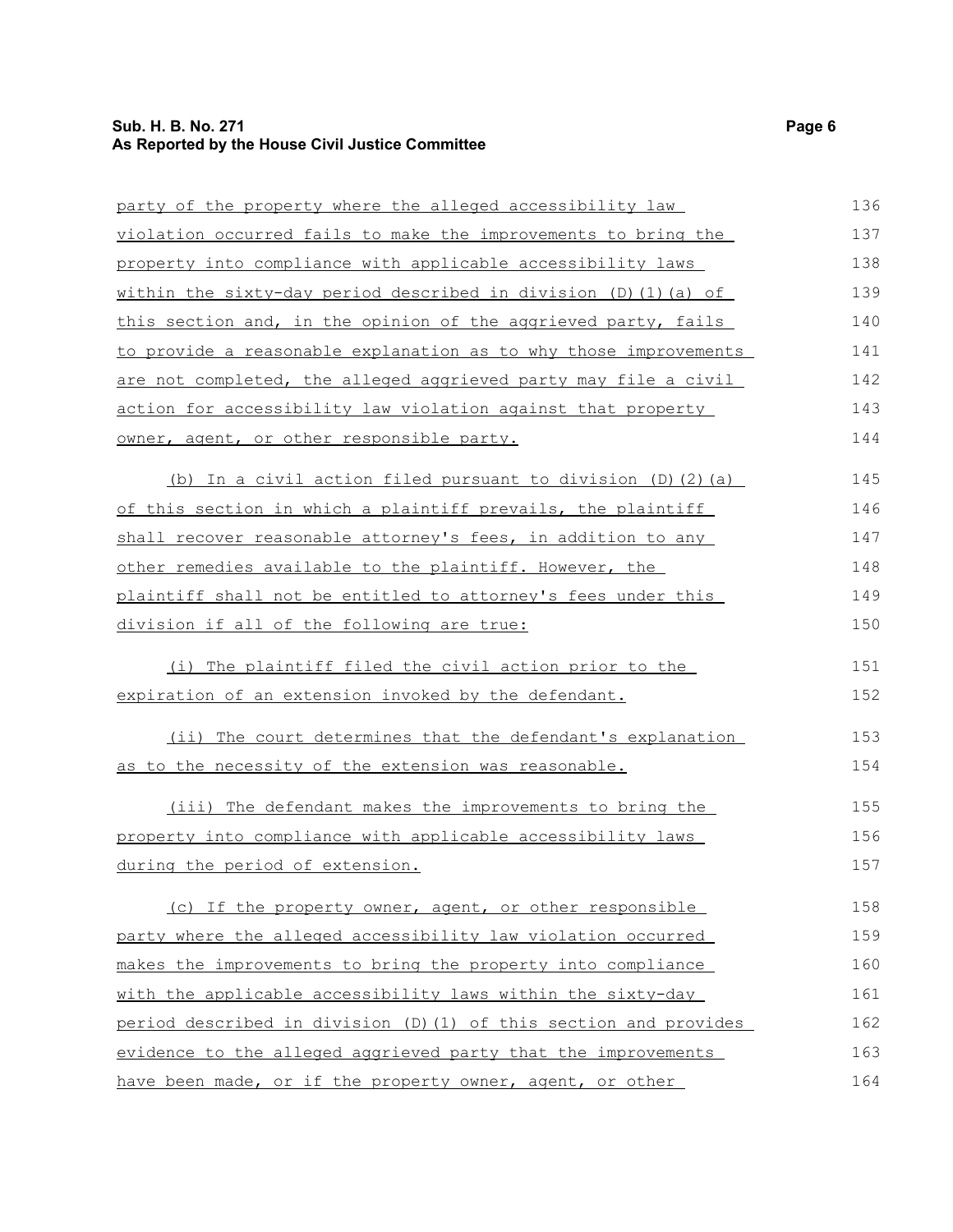party of the property where the alleged accessibility law violation occurred fails to make the improvements to bring the property into compliance with applicable accessibility laws within the sixty-day period described in division (D)(1)(a) of this section and, in the opinion of the aggrieved party, fails to provide a reasonable explanation as to why those improvements are not completed, the alleged aggrieved party may file a civil action for accessibility law violation against that property owner, agent, or other responsible party.

(b) In a civil action filed pursuant to division (D)(2)(a) of this section in which a plaintiff prevails, the plaintiff shall recover reasonable attorney's fees, in addition to any other remedies available to the plaintiff. However, the plaintiff shall not be entitled to attorney's fees under this division if all of the following are true:

(i) The plaintiff filed the civil action prior to the expiration of an extension invoked by the defendant.

(ii) The court determines that the defendant's explanation as to the necessity of the extension was reasonable.

(iii) The defendant makes the improvements to bring the property into compliance with applicable accessibility laws during the period of extension.

(c) If the property owner, agent, or other responsible party where the alleged accessibility law violation occurred makes the improvements to bring the property into compliance with the applicable accessibility laws within the sixty-day period described in division (D)(1) of this section and provides evidence to the alleged aggrieved party that the improvements have been made, or if the property owner, agent, or other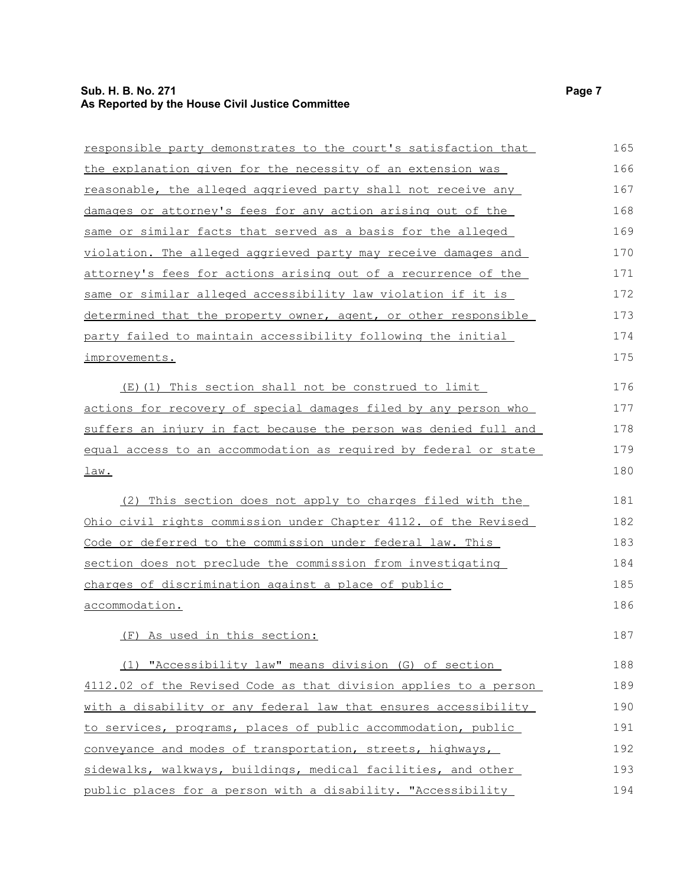responsible party demonstrates to the court's satisfaction that the explanation given for the necessity of an extension was reasonable, the alleged aggrieved party shall not receive any damages or attorney's fees for any action arising out of the same or similar facts that served as a basis for the alleged violation. The alleged aggrieved party may receive damages and attorney's fees for actions arising out of a recurrence of the same or similar alleged accessibility law violation if it is determined that the property owner, agent, or other responsible party failed to maintain accessibility following the initial improvements.

(E)(1) This section shall not be construed to limit actions for recovery of special damages filed by any person who suffers an injury in fact because the person was denied full and equal access to an accommodation as required by federal or state law.

(2) This section does not apply to charges filed with the Ohio civil rights commission under Chapter 4112. of the Revised Code or deferred to the commission under federal law. This section does not preclude the commission from investigating charges of discrimination against a place of public accommodation.

(F) As used in this section:

(1) "Accessibility law" means division (G) of section 4112.02 of the Revised Code as that division applies to a person with a disability or any federal law that ensures accessibility to services, programs, places of public accommodation, public conveyance and modes of transportation, streets, highways, sidewalks, walkways, buildings, medical facilities, and other public places for a person with a disability. "Accessibility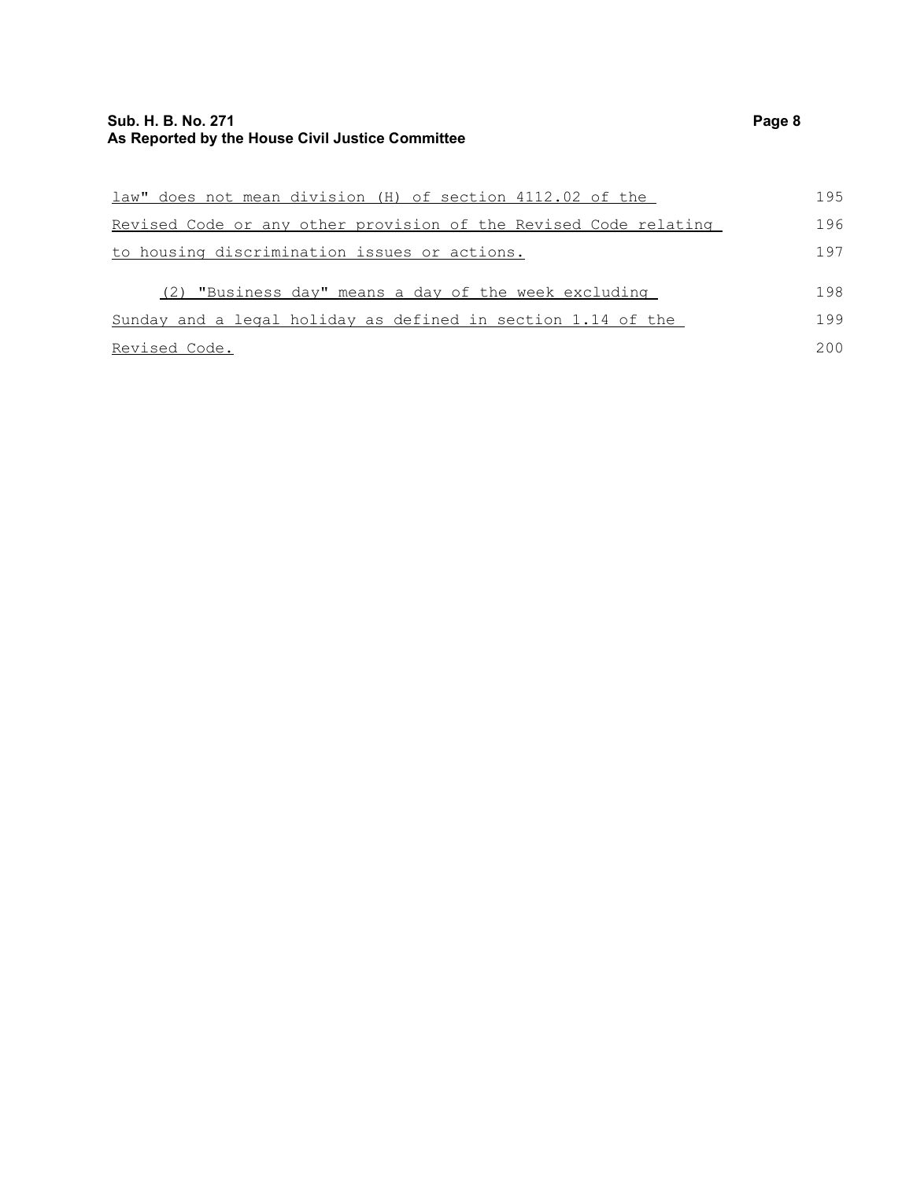law" does not mean division (H) of section 4112.02 of the Revised Code or any other provision of the Revised Code relating to housing discrimination issues or actions.

(2) "Business day" means a day of the week excluding Sunday and a legal holiday as defined in section 1.14 of the Revised Code.